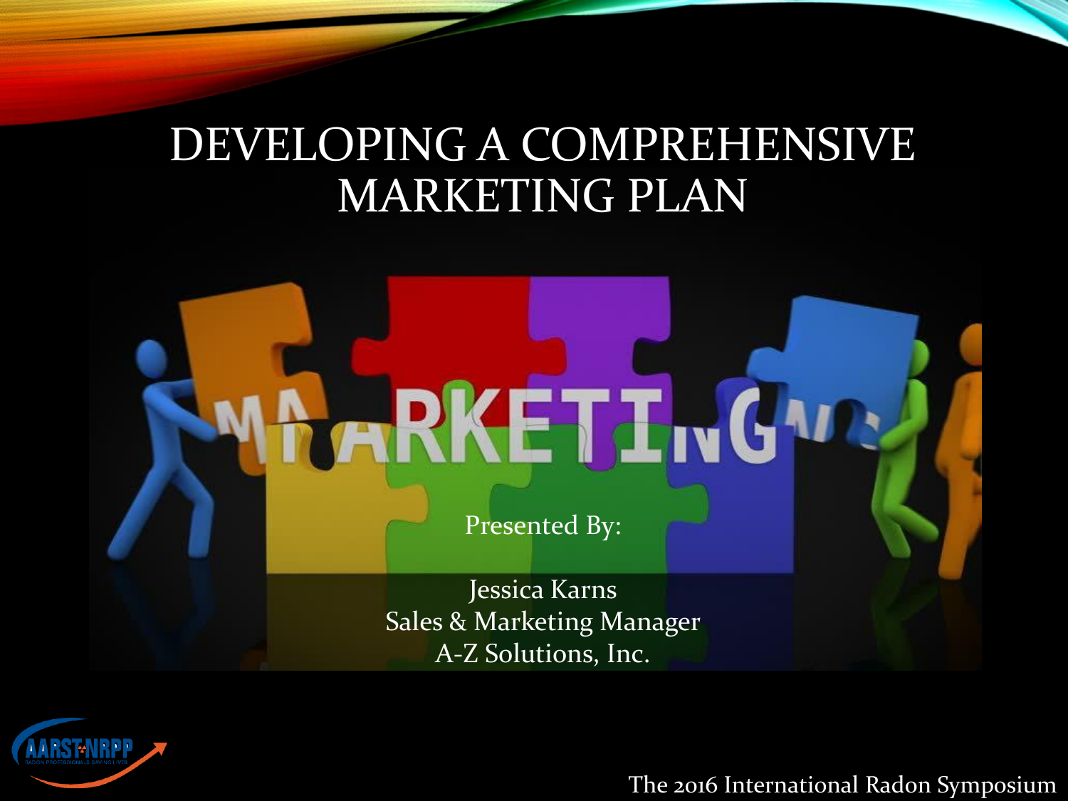# DEVELOPING A COMPREHENSIVE MARKETING PLAN

Presented By:

Jessica Karns
Sales & Marketing Manager
A-Z Solutions, Inc.

The 2016 International Radon Symposium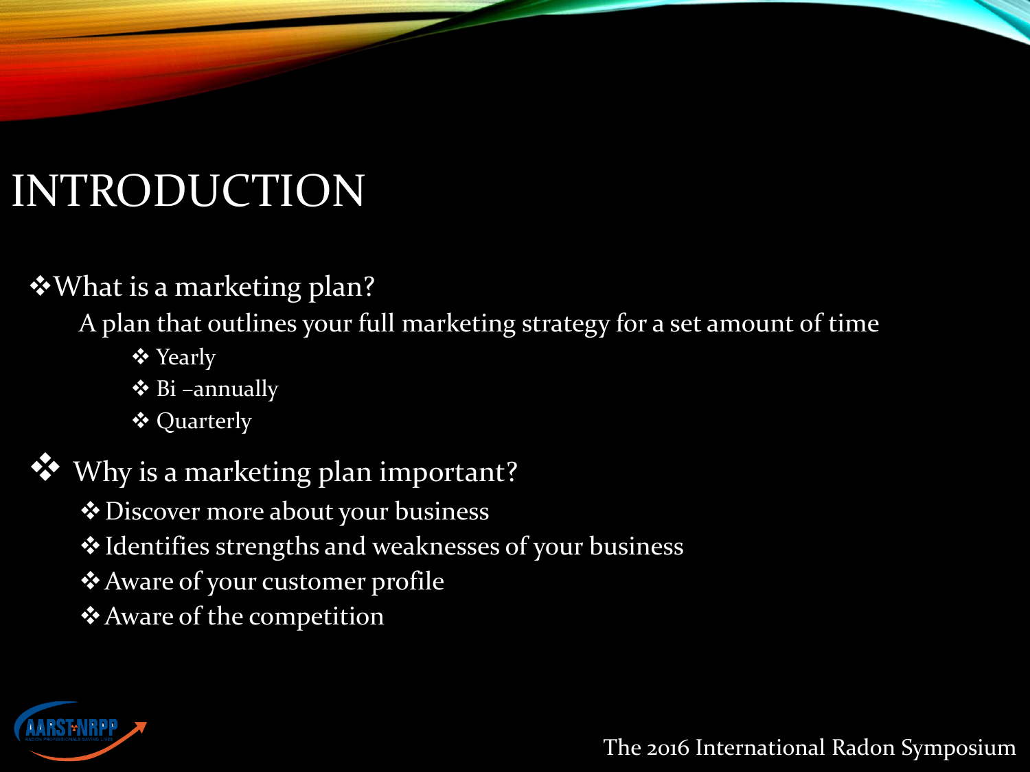# INTRODUCTION

- What is a marketing plan?

  A plan that outlines your full marketing strategy for a set amount of time

  - Yearly
  - Bi –annually
  - Quarterly

- Why is a marketing plan important?
  - Discover more about your business
  - Identifies strengths and weaknesses of your business
  - Aware of your customer profile
  - Aware of the competition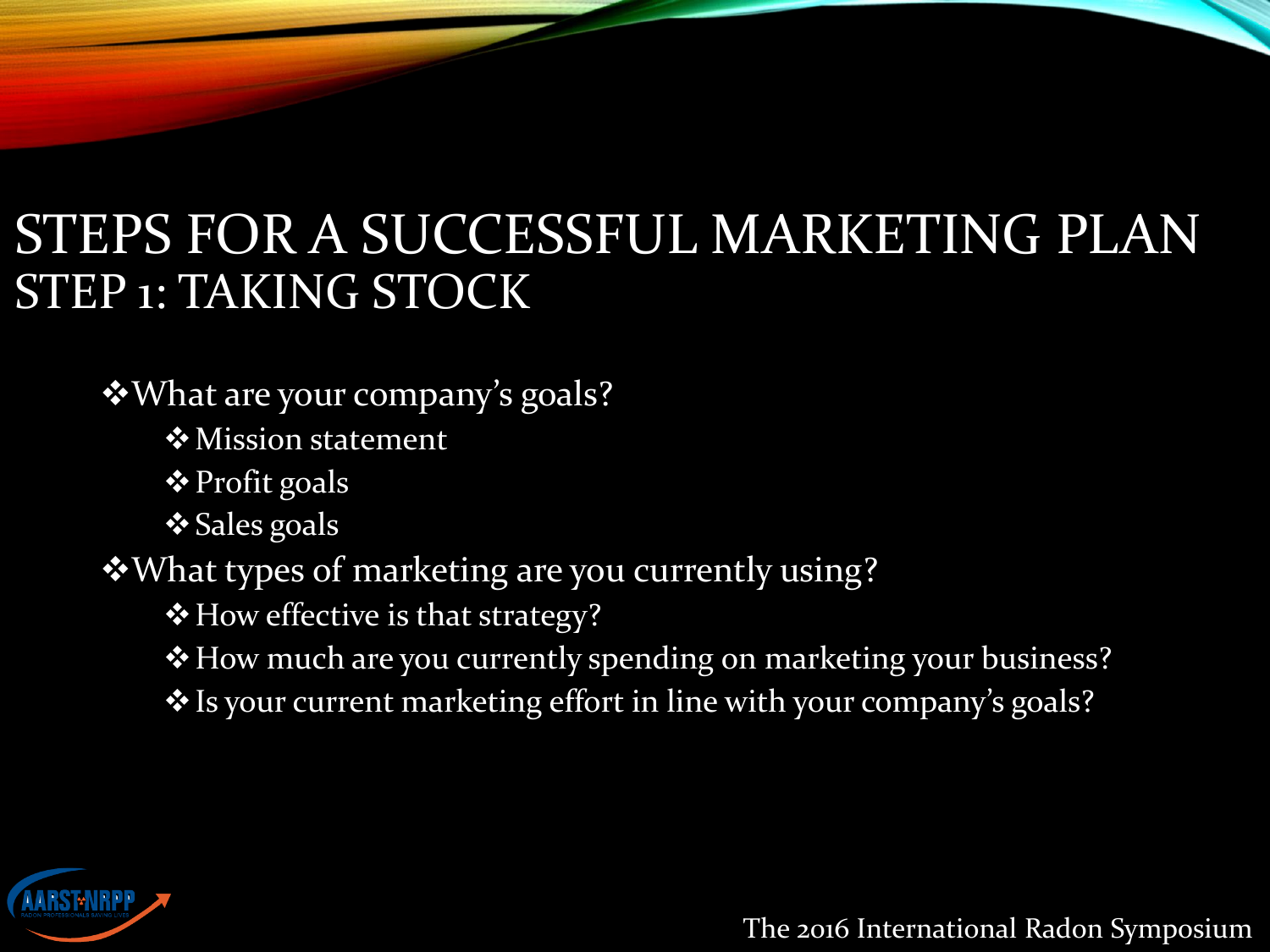# STEPS FOR A SUCCESSFUL MARKETING PLAN
## STEP 1: TAKING STOCK

- What are your company's goals?
  - Mission statement
  - Profit goals
  - Sales goals
- What types of marketing are you currently using?
  - How effective is that strategy?
  - How much are you currently spending on marketing your business?
  - Is your current marketing effort in line with your company's goals?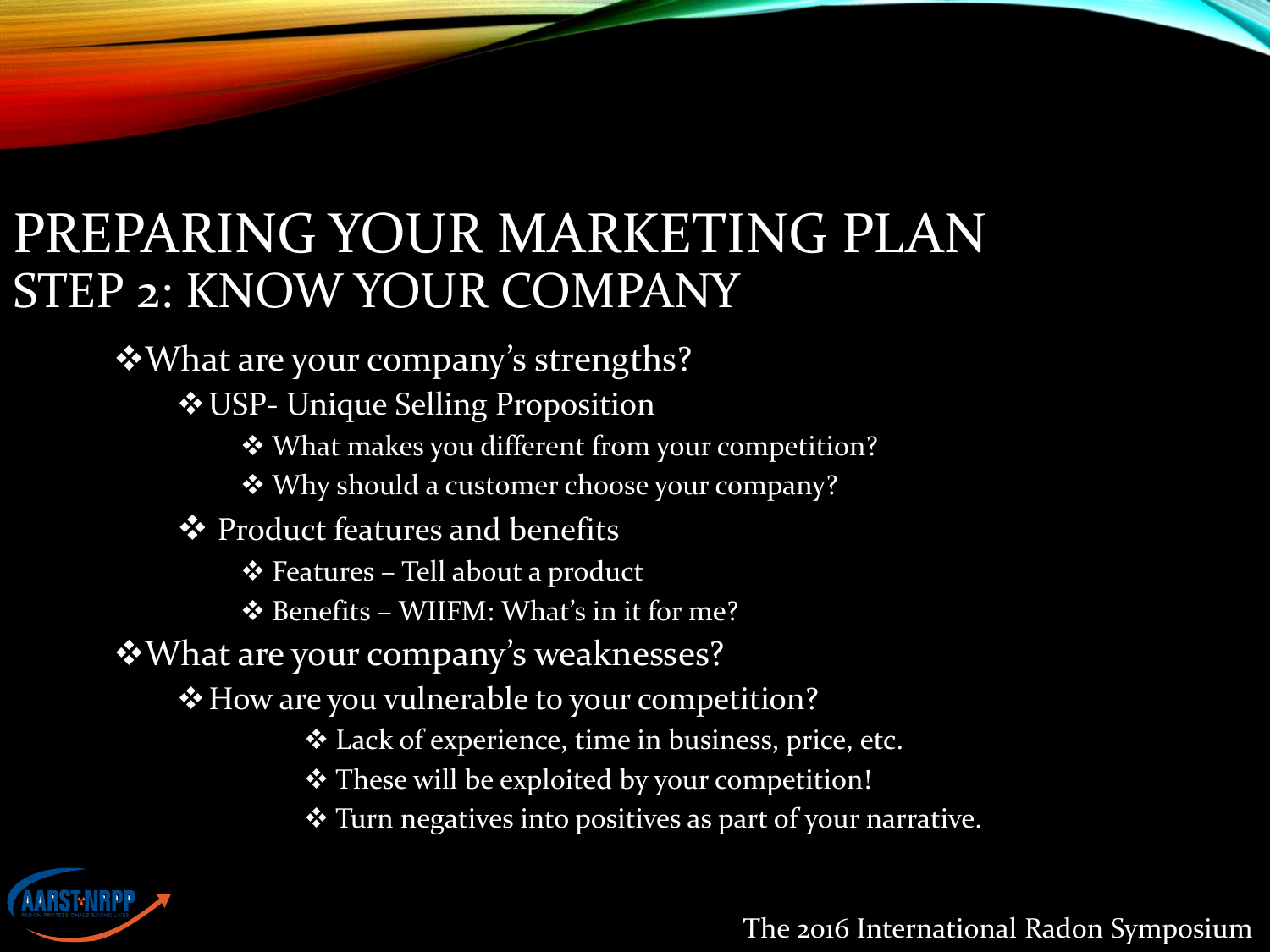# PREPARING YOUR MARKETING PLAN
## STEP 2: KNOW YOUR COMPANY

- What are your company's strengths?
  - USP- Unique Selling Proposition
    - What makes you different from your competition?
    - Why should a customer choose your company?
  - Product features and benefits
    - Features – Tell about a product
    - Benefits – WIIFM: What's in it for me?
- What are your company's weaknesses?
  - How are you vulnerable to your competition?
    - Lack of experience, time in business, price, etc.
    - These will be exploited by your competition!
    - Turn negatives into positives as part of your narrative.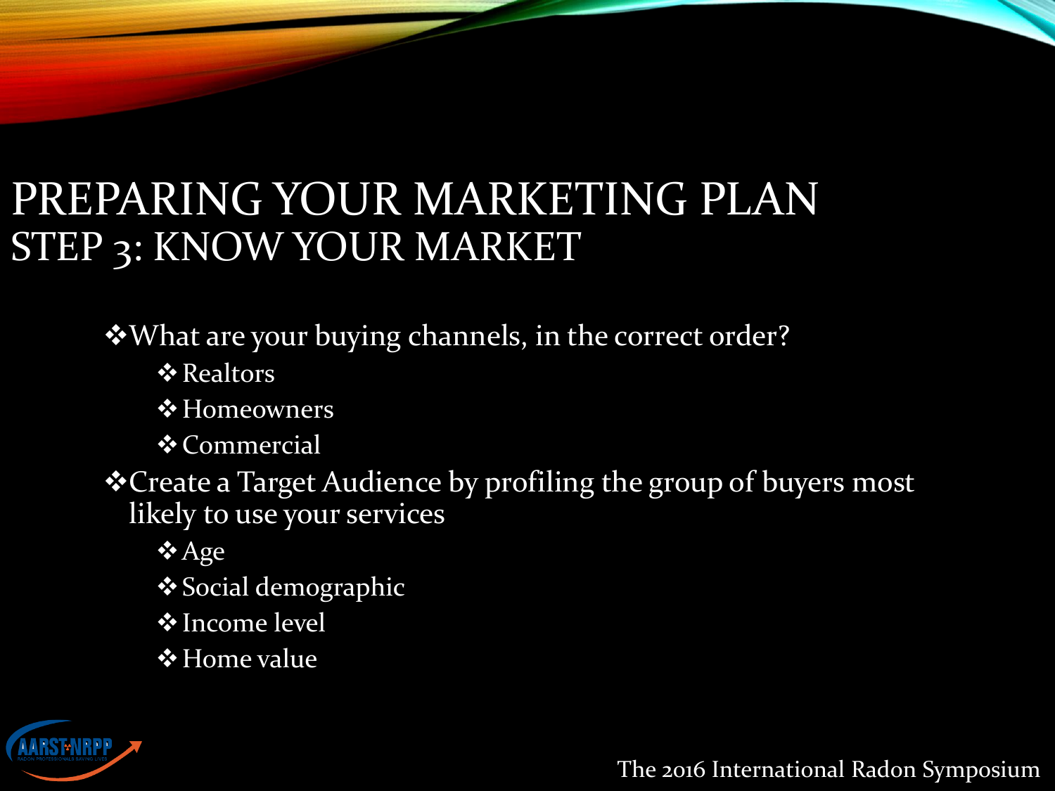# PREPARING YOUR MARKETING PLAN
## STEP 3: KNOW YOUR MARKET

- What are your buying channels, in the correct order?
  - Realtors
  - Homeowners
  - Commercial
- Create a Target Audience by profiling the group of buyers most likely to use your services
  - Age
  - Social demographic
  - Income level
  - Home value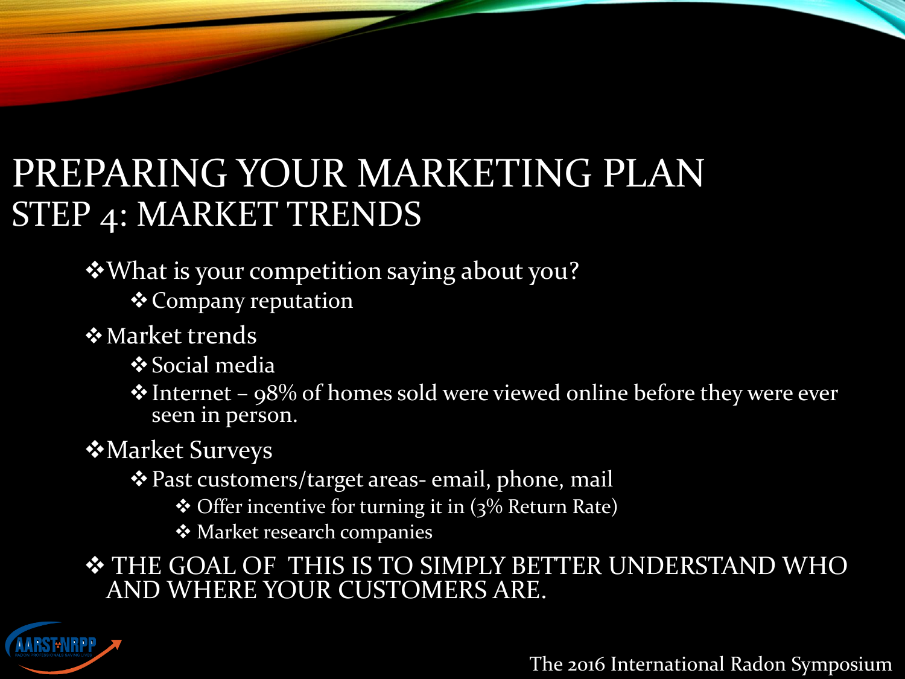# PREPARING YOUR MARKETING PLAN
## STEP 4: MARKET TRENDS

- What is your competition saying about you?
  - Company reputation
- Market trends
  - Social media
  - Internet – 98% of homes sold were viewed online before they were ever seen in person.
- Market Surveys
  - Past customers/target areas- email, phone, mail
    - Offer incentive for turning it in (3% Return Rate)
    - Market research companies
- THE GOAL OF THIS IS TO SIMPLY BETTER UNDERSTAND WHO AND WHERE YOUR CUSTOMERS ARE.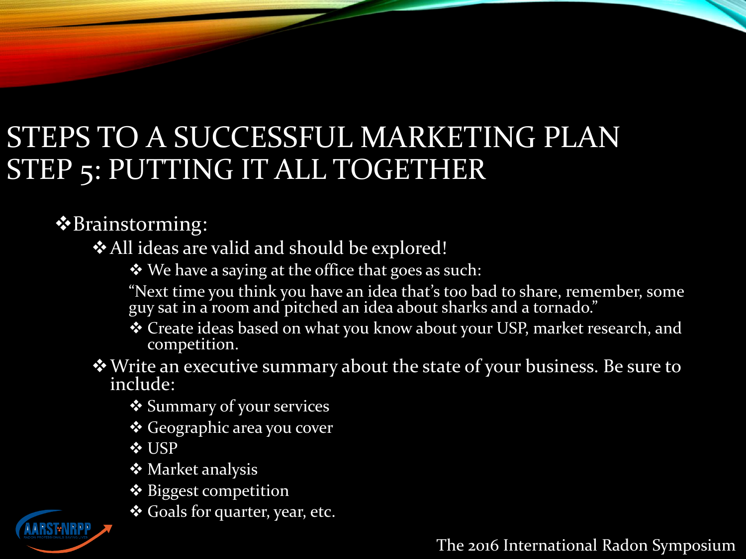# STEPS TO A SUCCESSFUL MARKETING PLAN
# STEP 5: PUTTING IT ALL TOGETHER

- Brainstorming:
  - All ideas are valid and should be explored!
    - We have a saying at the office that goes as such:

      "Next time you think you have an idea that's too bad to share, remember, some guy sat in a room and pitched an idea about sharks and a tornado."
    - Create ideas based on what you know about your USP, market research, and competition.
  - Write an executive summary about the state of your business. Be sure to include:
    - Summary of your services
    - Geographic area you cover
    - USP
    - Market analysis
    - Biggest competition
    - Goals for quarter, year, etc.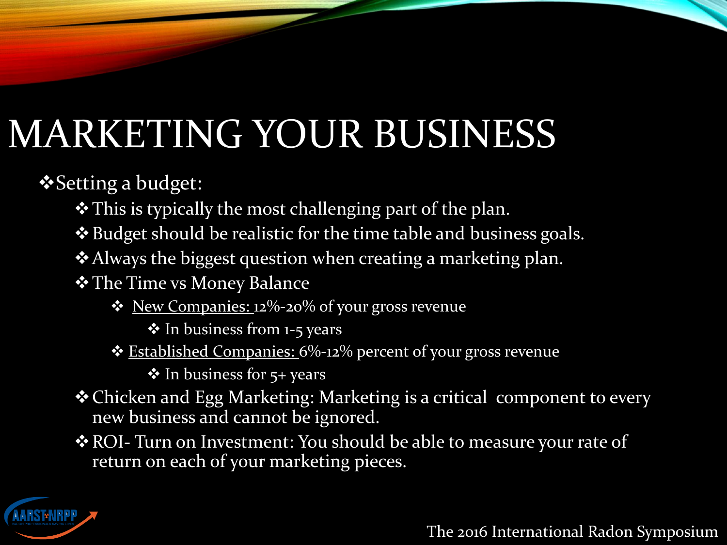# MARKETING YOUR BUSINESS

- Setting a budget:
  - This is typically the most challenging part of the plan.
  - Budget should be realistic for the time table and business goals.
  - Always the biggest question when creating a marketing plan.
  - The Time vs Money Balance
    - <u>New Companies:</u> 12%-20% of your gross revenue
      - In business from 1-5 years
    - <u>Established Companies:</u> 6%-12% percent of your gross revenue
      - In business for 5+ years
  - Chicken and Egg Marketing: Marketing is a critical component to every new business and cannot be ignored.
  - ROI- Turn on Investment: You should be able to measure your rate of return on each of your marketing pieces.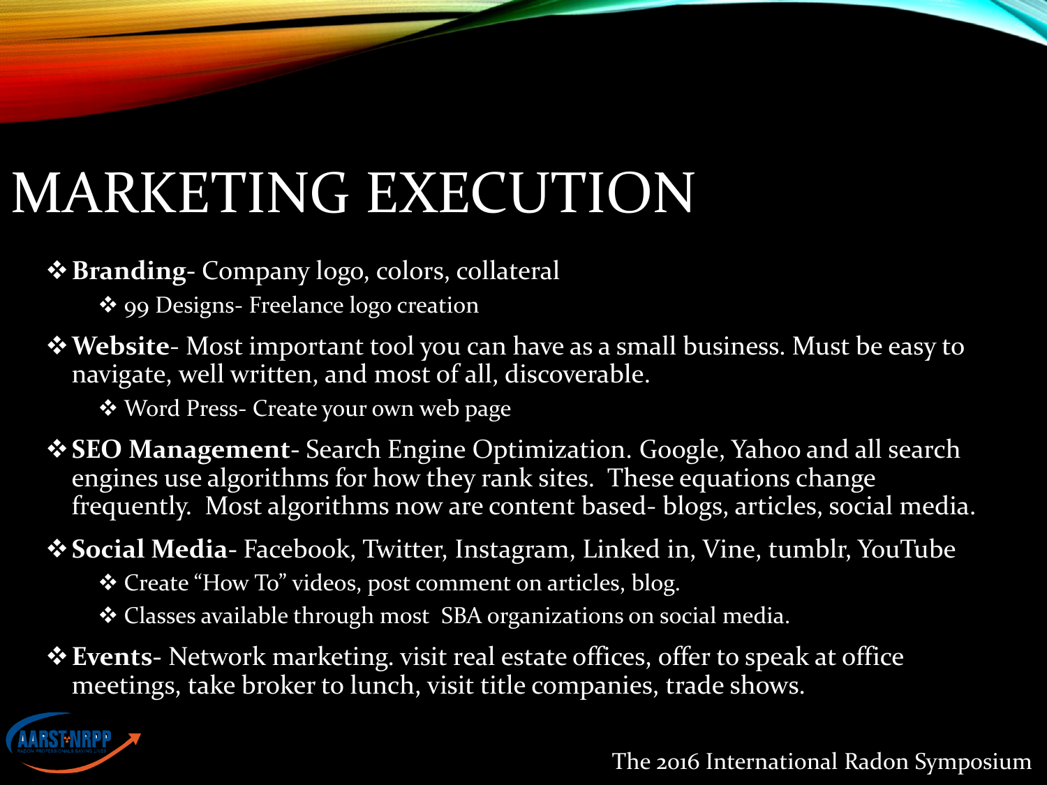# MARKETING EXECUTION

- **Branding**- Company logo, colors, collateral
  - 99 Designs- Freelance logo creation
- **Website**- Most important tool you can have as a small business. Must be easy to navigate, well written, and most of all, discoverable.
  - Word Press- Create your own web page
- **SEO Management**- Search Engine Optimization. Google, Yahoo and all search engines use algorithms for how they rank sites. These equations change frequently. Most algorithms now are content based- blogs, articles, social media.
- **Social Media**- Facebook, Twitter, Instagram, Linked in, Vine, tumblr, YouTube
  - Create "How To" videos, post comment on articles, blog.
  - Classes available through most SBA organizations on social media.
- **Events**- Network marketing. visit real estate offices, offer to speak at office meetings, take broker to lunch, visit title companies, trade shows.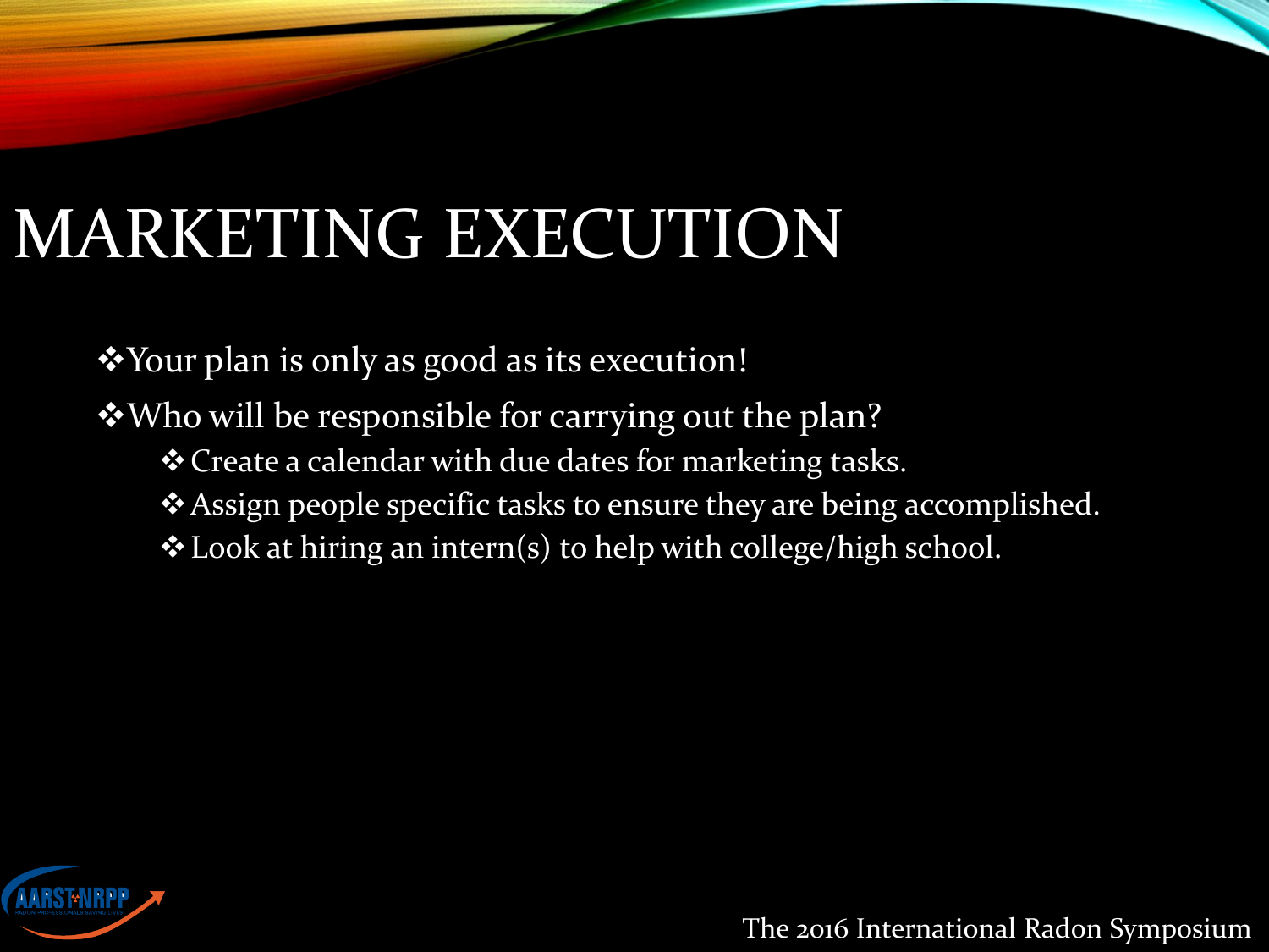# MARKETING EXECUTION

- Your plan is only as good as its execution!
- Who will be responsible for carrying out the plan?
  - Create a calendar with due dates for marketing tasks.
  - Assign people specific tasks to ensure they are being accomplished.
  - Look at hiring an intern(s) to help with college/high school.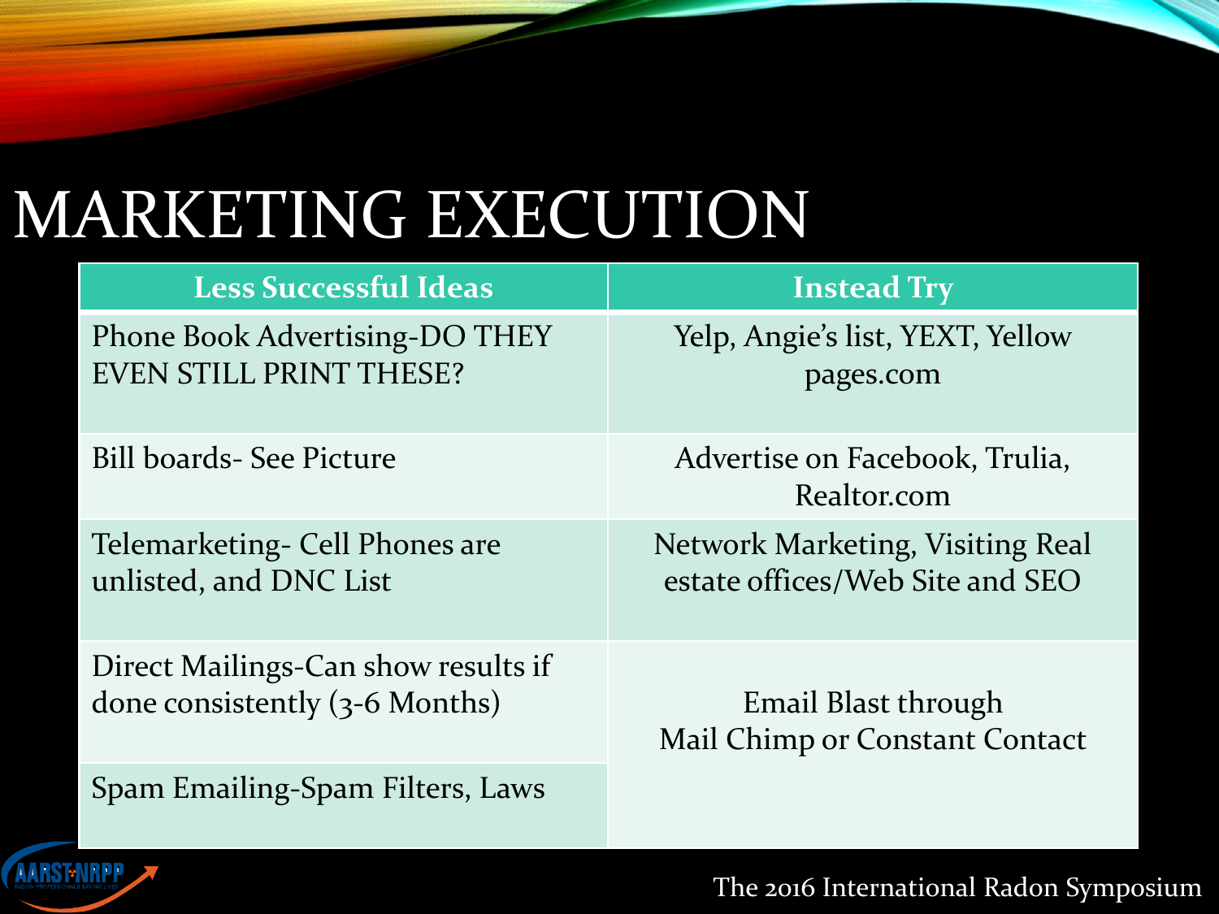# MARKETING EXECUTION

| Less Successful Ideas | Instead Try |
|---|---|
| Phone Book Advertising-DO THEY EVEN STILL PRINT THESE? | Yelp, Angie's list, YEXT, Yellow pages.com |
| Bill boards- See Picture | Advertise on Facebook, Trulia, Realtor.com |
| Telemarketing- Cell Phones are unlisted, and DNC List | Network Marketing, Visiting Real estate offices/Web Site and SEO |
| Direct Mailings-Can show results if done consistently (3-6 Months) | Email Blast through Mail Chimp or Constant Contact |
| Spam Emailing-Spam Filters, Laws | |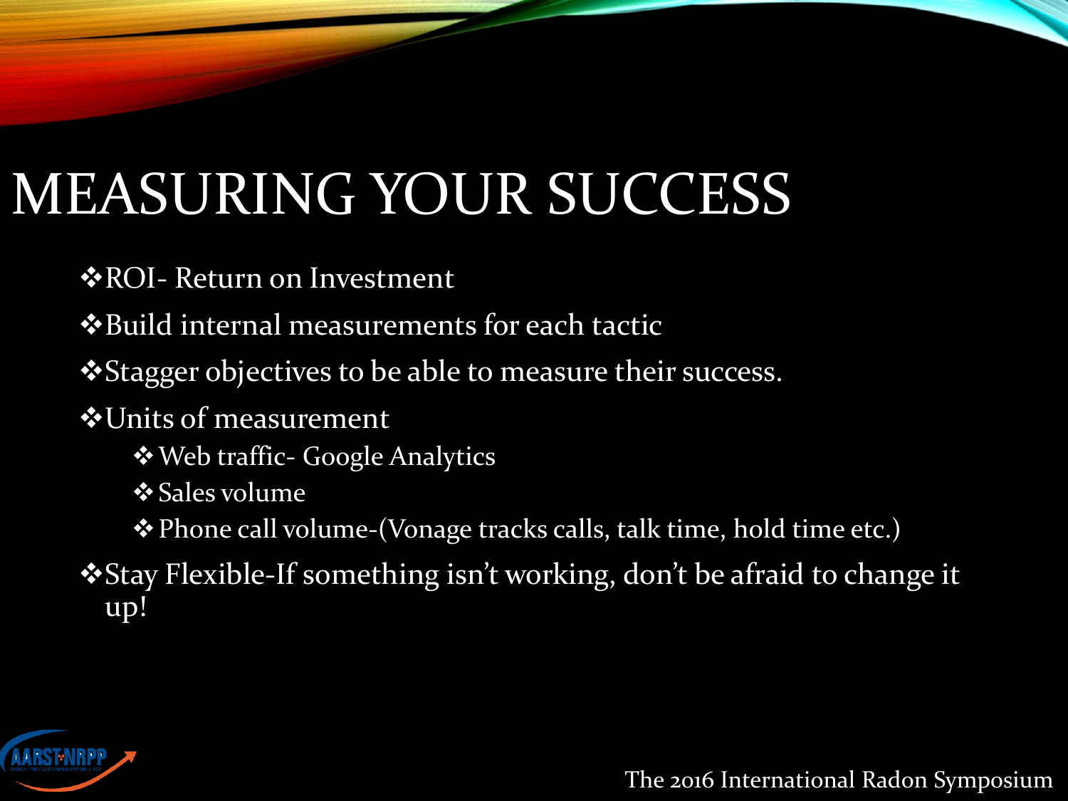# MEASURING YOUR SUCCESS

- ROI- Return on Investment
- Build internal measurements for each tactic
- Stagger objectives to be able to measure their success.
- Units of measurement
  - Web traffic- Google Analytics
  - Sales volume
  - Phone call volume-(Vonage tracks calls, talk time, hold time etc.)
- Stay Flexible-If something isn't working, don't be afraid to change it up!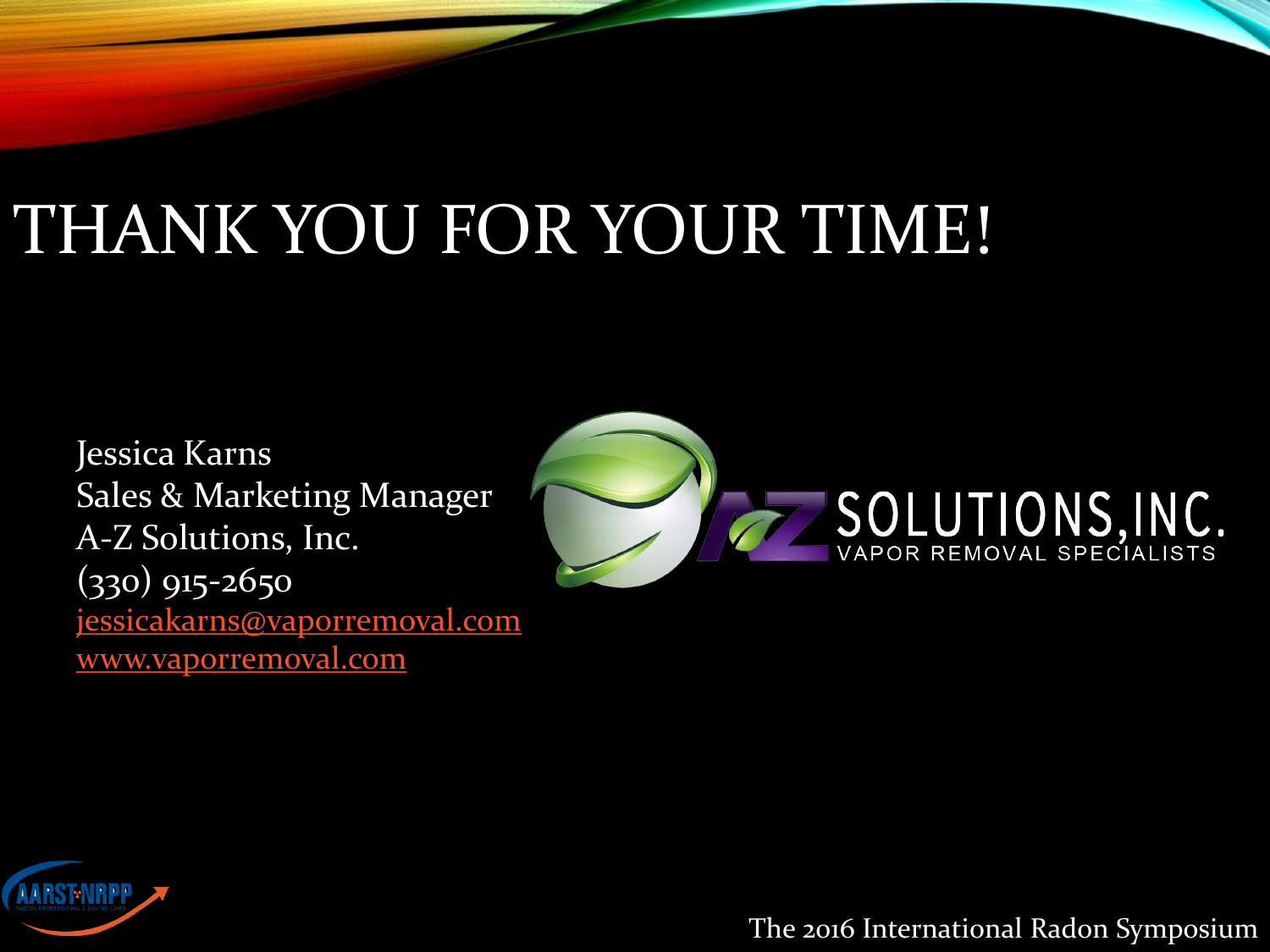# THANK YOU FOR YOUR TIME!

Jessica Karns
Sales & Marketing Manager
A-Z Solutions, Inc.
(330) 915-2650
jessicakarns@vaporremoval.com
www.vaporremoval.com

SOLUTIONS, INC.
VAPOR REMOVAL SPECIALISTS

The 2016 International Radon Symposium